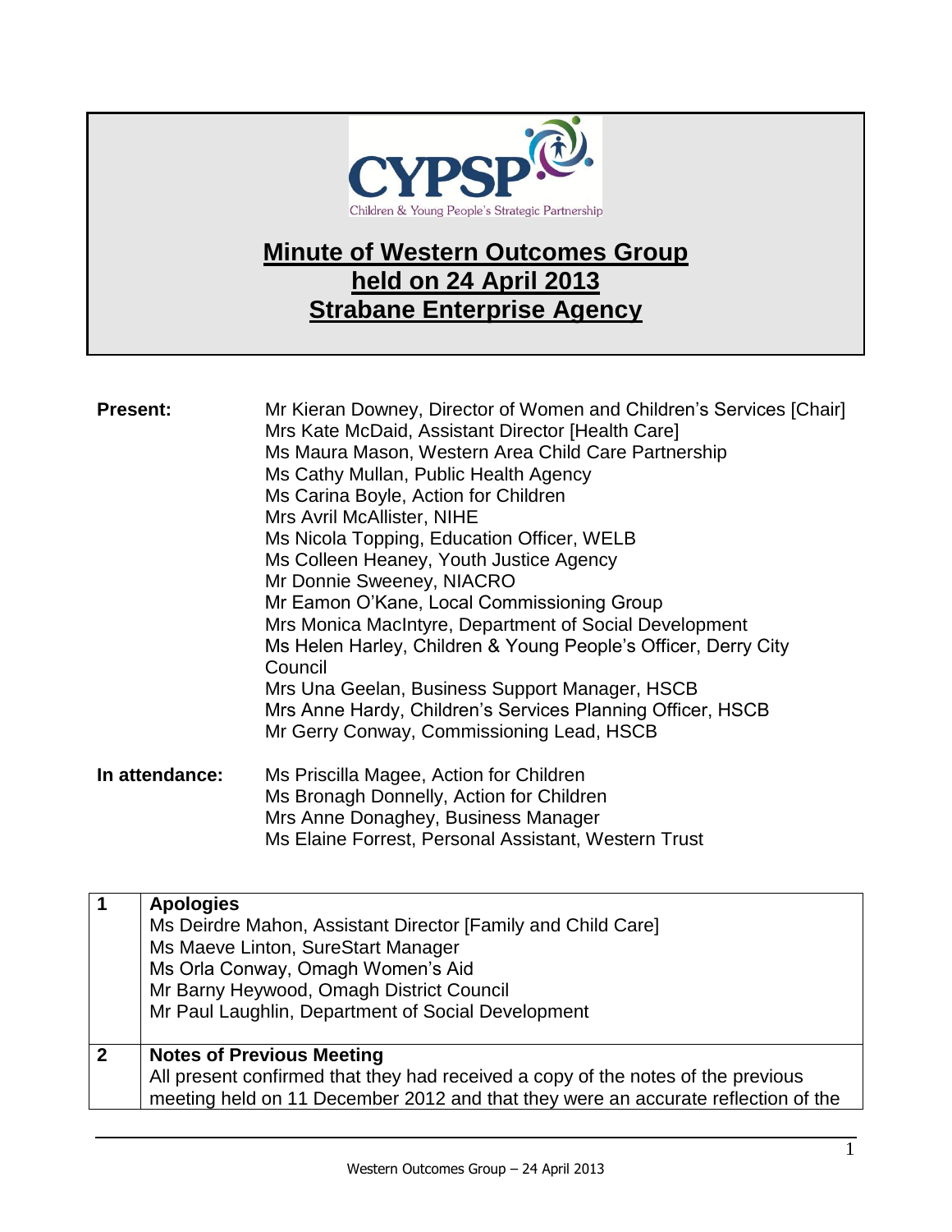CYPSP
Children & Young People's Strategic Partnership

# Minute of Western Outcomes Group held on 24 April 2013 Strabane Enterprise Agency

| | |
|---|---|
| **Present:** | Mr Kieran Downey, Director of Women and Children's Services [Chair]<br>Mrs Kate McDaid, Assistant Director [Health Care]<br>Ms Maura Mason, Western Area Child Care Partnership<br>Ms Cathy Mullan, Public Health Agency<br>Ms Carina Boyle, Action for Children<br>Mrs Avril McAllister, NIHE<br>Ms Nicola Topping, Education Officer, WELB<br>Ms Colleen Heaney, Youth Justice Agency<br>Mr Donnie Sweeney, NIACRO<br>Mr Eamon O'Kane, Local Commissioning Group<br>Mrs Monica MacIntyre, Department of Social Development<br>Ms Helen Harley, Children & Young People's Officer, Derry City Council<br>Mrs Una Geelan, Business Support Manager, HSCB<br>Mrs Anne Hardy, Children's Services Planning Officer, HSCB<br>Mr Gerry Conway, Commissioning Lead, HSCB |
| **In attendance:** | Ms Priscilla Magee, Action for Children<br>Ms Bronagh Donnelly, Action for Children<br>Mrs Anne Donaghey, Business Manager<br>Ms Elaine Forrest, Personal Assistant, Western Trust |

| | |
|---|---|
| **1** | **Apologies**<br>Ms Deirdre Mahon, Assistant Director [Family and Child Care]<br>Ms Maeve Linton, SureStart Manager<br>Ms Orla Conway, Omagh Women's Aid<br>Mr Barny Heywood, Omagh District Council<br>Mr Paul Laughlin, Department of Social Development |
| **2** | **Notes of Previous Meeting**<br>All present confirmed that they had received a copy of the notes of the previous meeting held on 11 December 2012 and that they were an accurate reflection of the |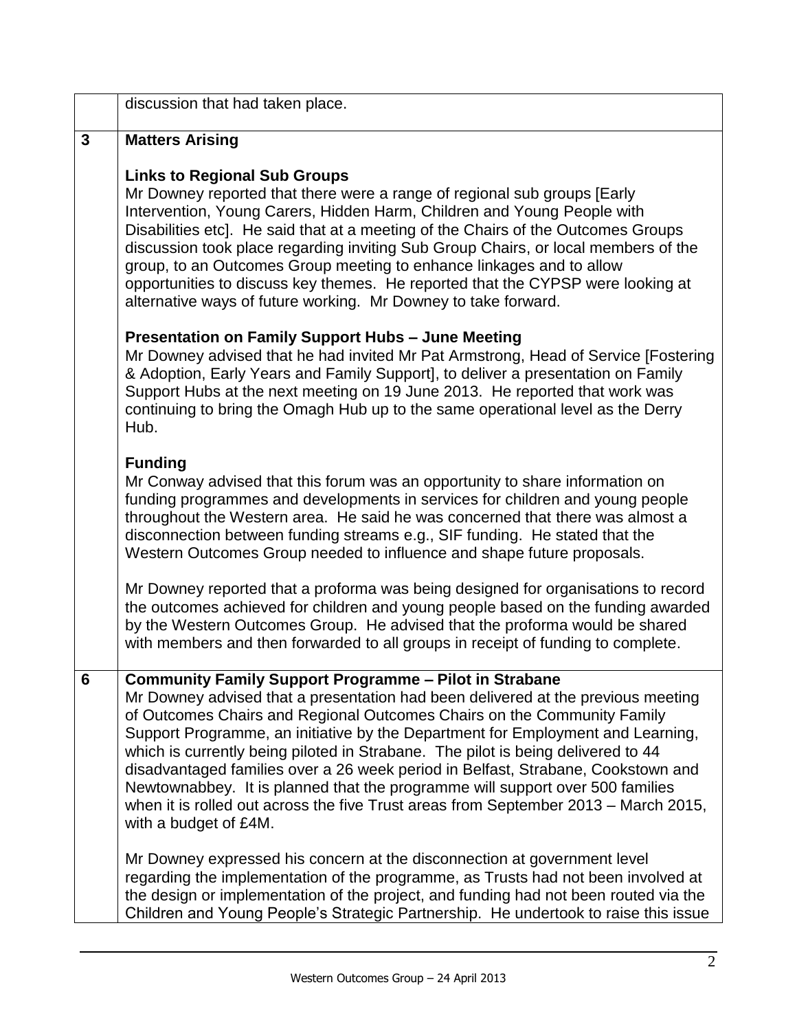| | |
|---|---|
| | discussion that had taken place. |
| **3** | **Matters Arising**<br><br>**Links to Regional Sub Groups**<br>Mr Downey reported that there were a range of regional sub groups [Early Intervention, Young Carers, Hidden Harm, Children and Young People with Disabilities etc]. He said that at a meeting of the Chairs of the Outcomes Groups discussion took place regarding inviting Sub Group Chairs, or local members of the group, to an Outcomes Group meeting to enhance linkages and to allow opportunities to discuss key themes. He reported that the CYPSP were looking at alternative ways of future working. Mr Downey to take forward.<br><br>**Presentation on Family Support Hubs – June Meeting**<br>Mr Downey advised that he had invited Mr Pat Armstrong, Head of Service [Fostering & Adoption, Early Years and Family Support], to deliver a presentation on Family Support Hubs at the next meeting on 19 June 2013. He reported that work was continuing to bring the Omagh Hub up to the same operational level as the Derry Hub.<br><br>**Funding**<br>Mr Conway advised that this forum was an opportunity to share information on funding programmes and developments in services for children and young people throughout the Western area. He said he was concerned that there was almost a disconnection between funding streams e.g., SIF funding. He stated that the Western Outcomes Group needed to influence and shape future proposals.<br><br>Mr Downey reported that a proforma was being designed for organisations to record the outcomes achieved for children and young people based on the funding awarded by the Western Outcomes Group. He advised that the proforma would be shared with members and then forwarded to all groups in receipt of funding to complete. |
| **6** | **Community Family Support Programme – Pilot in Strabane**<br>Mr Downey advised that a presentation had been delivered at the previous meeting of Outcomes Chairs and Regional Outcomes Chairs on the Community Family Support Programme, an initiative by the Department for Employment and Learning, which is currently being piloted in Strabane. The pilot is being delivered to 44 disadvantaged families over a 26 week period in Belfast, Strabane, Cookstown and Newtownabbey. It is planned that the programme will support over 500 families when it is rolled out across the five Trust areas from September 2013 – March 2015, with a budget of £4M.<br><br>Mr Downey expressed his concern at the disconnection at government level regarding the implementation of the programme, as Trusts had not been involved at the design or implementation of the project, and funding had not been routed via the Children and Young People's Strategic Partnership. He undertook to raise this issue |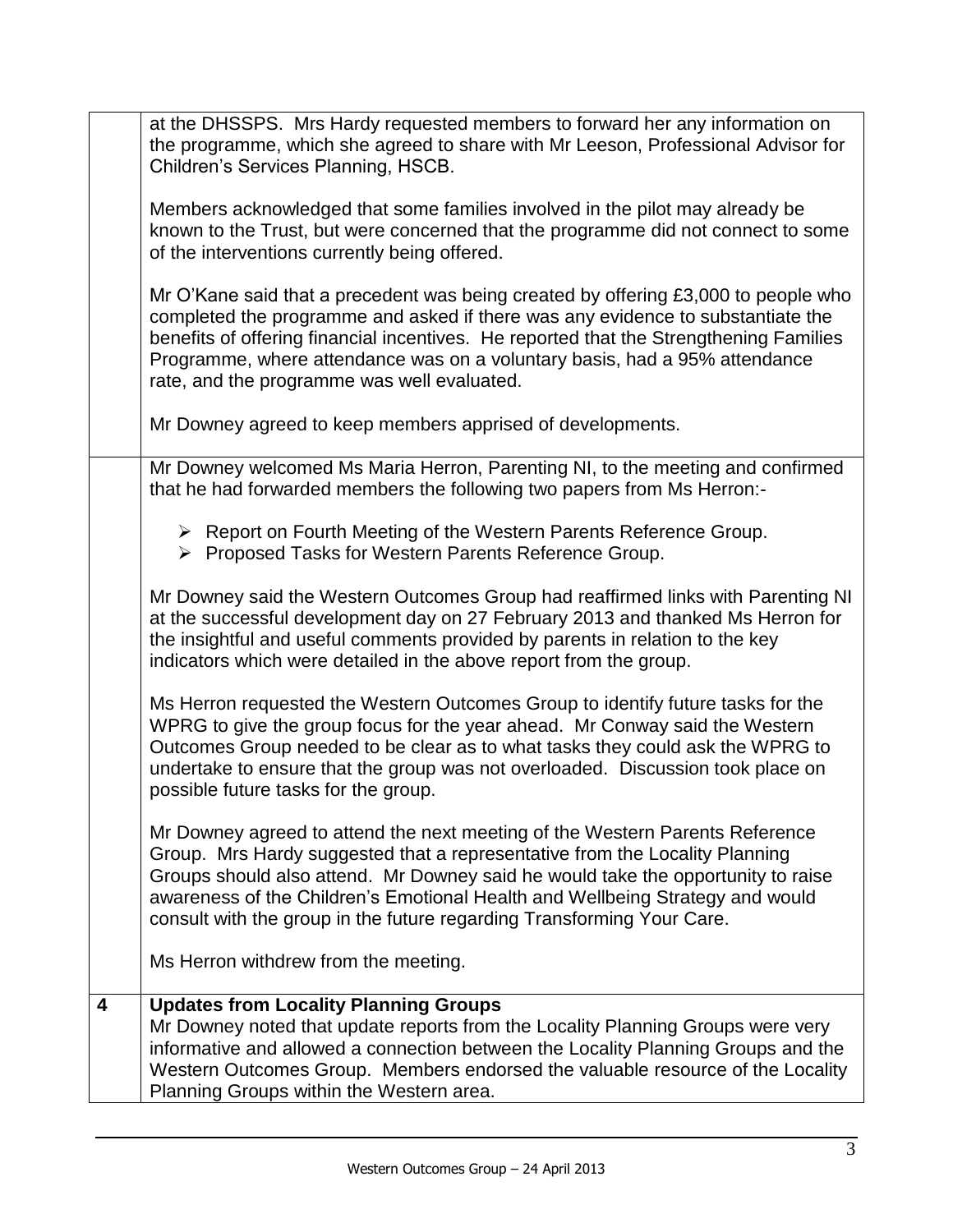| | |
|---|---|
| | at the DHSSPS. Mrs Hardy requested members to forward her any information on the programme, which she agreed to share with Mr Leeson, Professional Advisor for Children's Services Planning, HSCB.<br><br>Members acknowledged that some families involved in the pilot may already be known to the Trust, but were concerned that the programme did not connect to some of the interventions currently being offered.<br><br>Mr O'Kane said that a precedent was being created by offering £3,000 to people who completed the programme and asked if there was any evidence to substantiate the benefits of offering financial incentives. He reported that the Strengthening Families Programme, where attendance was on a voluntary basis, had a 95% attendance rate, and the programme was well evaluated.<br><br>Mr Downey agreed to keep members apprised of developments. |
| | Mr Downey welcomed Ms Maria Herron, Parenting NI, to the meeting and confirmed that he had forwarded members the following two papers from Ms Herron:-<br><br>➢ Report on Fourth Meeting of the Western Parents Reference Group.<br>➢ Proposed Tasks for Western Parents Reference Group.<br><br>Mr Downey said the Western Outcomes Group had reaffirmed links with Parenting NI at the successful development day on 27 February 2013 and thanked Ms Herron for the insightful and useful comments provided by parents in relation to the key indicators which were detailed in the above report from the group.<br><br>Ms Herron requested the Western Outcomes Group to identify future tasks for the WPRG to give the group focus for the year ahead. Mr Conway said the Western Outcomes Group needed to be clear as to what tasks they could ask the WPRG to undertake to ensure that the group was not overloaded. Discussion took place on possible future tasks for the group.<br><br>Mr Downey agreed to attend the next meeting of the Western Parents Reference Group. Mrs Hardy suggested that a representative from the Locality Planning Groups should also attend. Mr Downey said he would take the opportunity to raise awareness of the Children's Emotional Health and Wellbeing Strategy and would consult with the group in the future regarding Transforming Your Care.<br><br>Ms Herron withdrew from the meeting. |
| **4** | **Updates from Locality Planning Groups**<br>Mr Downey noted that update reports from the Locality Planning Groups were very informative and allowed a connection between the Locality Planning Groups and the Western Outcomes Group. Members endorsed the valuable resource of the Locality Planning Groups within the Western area. |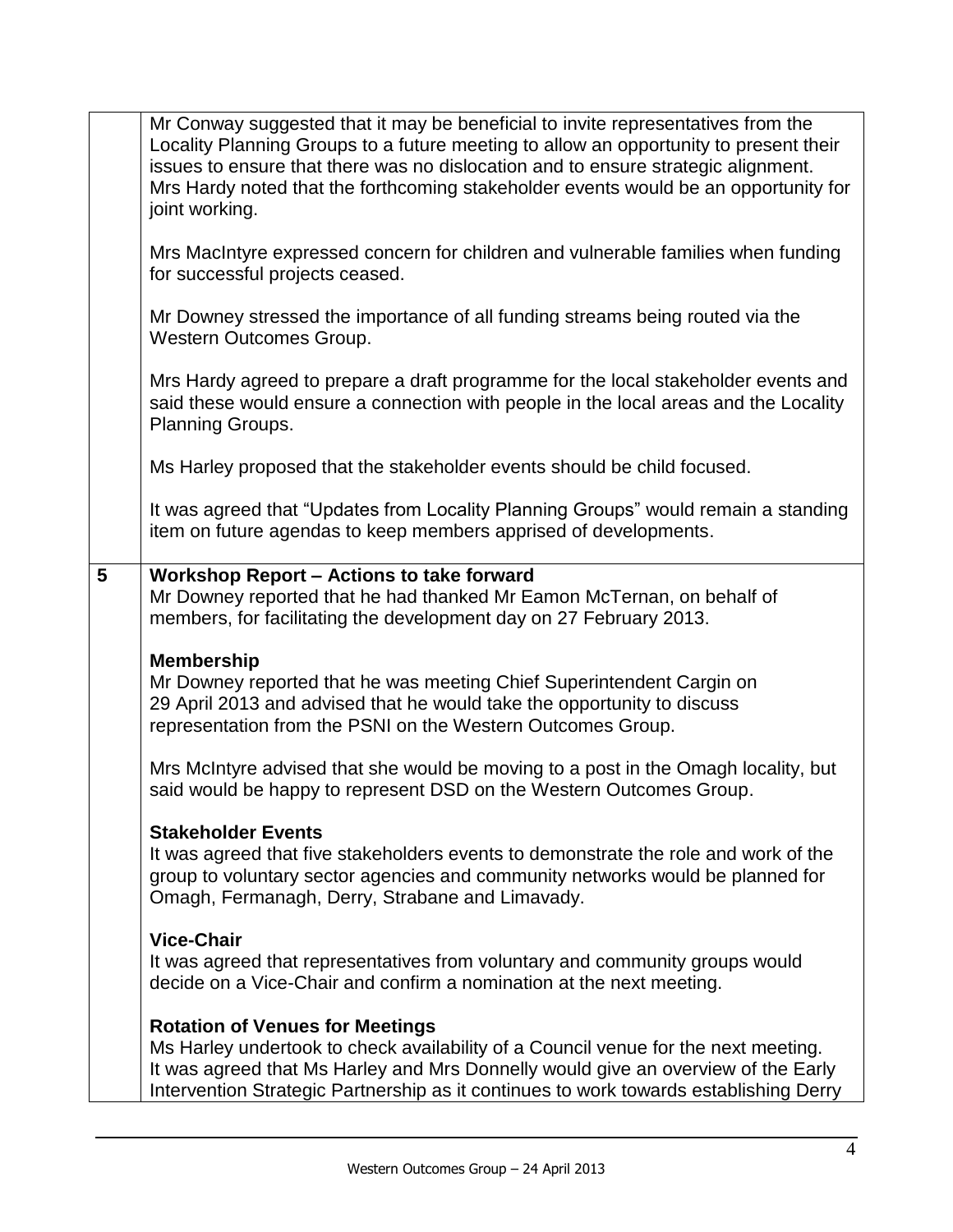| | |
|---|---|
| | Mr Conway suggested that it may be beneficial to invite representatives from the Locality Planning Groups to a future meeting to allow an opportunity to present their issues to ensure that there was no dislocation and to ensure strategic alignment. Mrs Hardy noted that the forthcoming stakeholder events would be an opportunity for joint working.<br><br>Mrs MacIntyre expressed concern for children and vulnerable families when funding for successful projects ceased.<br><br>Mr Downey stressed the importance of all funding streams being routed via the Western Outcomes Group.<br><br>Mrs Hardy agreed to prepare a draft programme for the local stakeholder events and said these would ensure a connection with people in the local areas and the Locality Planning Groups.<br><br>Ms Harley proposed that the stakeholder events should be child focused.<br><br>It was agreed that "Updates from Locality Planning Groups" would remain a standing item on future agendas to keep members apprised of developments. |
| **5** | **Workshop Report – Actions to take forward**<br>Mr Downey reported that he had thanked Mr Eamon McTernan, on behalf of members, for facilitating the development day on 27 February 2013.<br><br>**Membership**<br>Mr Downey reported that he was meeting Chief Superintendent Cargin on 29 April 2013 and advised that he would take the opportunity to discuss representation from the PSNI on the Western Outcomes Group.<br><br>Mrs McIntyre advised that she would be moving to a post in the Omagh locality, but said would be happy to represent DSD on the Western Outcomes Group.<br><br>**Stakeholder Events**<br>It was agreed that five stakeholders events to demonstrate the role and work of the group to voluntary sector agencies and community networks would be planned for Omagh, Fermanagh, Derry, Strabane and Limavady.<br><br>**Vice-Chair**<br>It was agreed that representatives from voluntary and community groups would decide on a Vice-Chair and confirm a nomination at the next meeting.<br><br>**Rotation of Venues for Meetings**<br>Ms Harley undertook to check availability of a Council venue for the next meeting. It was agreed that Ms Harley and Mrs Donnelly would give an overview of the Early Intervention Strategic Partnership as it continues to work towards establishing Derry |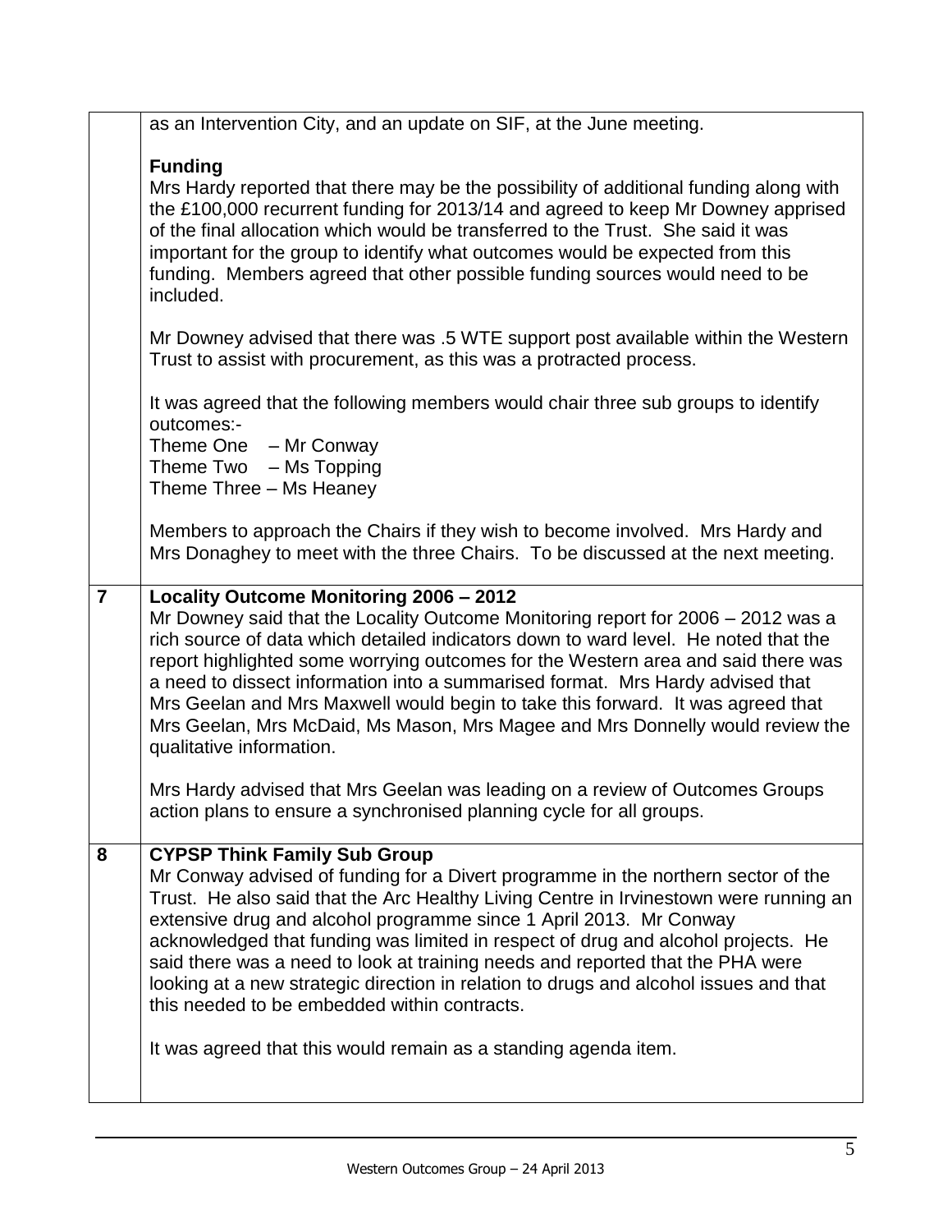| | |
|---|---|
| | as an Intervention City, and an update on SIF, at the June meeting.<br><br>**Funding**<br>Mrs Hardy reported that there may be the possibility of additional funding along with the £100,000 recurrent funding for 2013/14 and agreed to keep Mr Downey apprised of the final allocation which would be transferred to the Trust. She said it was important for the group to identify what outcomes would be expected from this funding. Members agreed that other possible funding sources would need to be included.<br><br>Mr Downey advised that there was .5 WTE support post available within the Western Trust to assist with procurement, as this was a protracted process.<br><br>It was agreed that the following members would chair three sub groups to identify outcomes:-<br>Theme One – Mr Conway<br>Theme Two – Ms Topping<br>Theme Three – Ms Heaney<br><br>Members to approach the Chairs if they wish to become involved. Mrs Hardy and Mrs Donaghey to meet with the three Chairs. To be discussed at the next meeting. |
| **7** | **Locality Outcome Monitoring 2006 – 2012**<br>Mr Downey said that the Locality Outcome Monitoring report for 2006 – 2012 was a rich source of data which detailed indicators down to ward level. He noted that the report highlighted some worrying outcomes for the Western area and said there was a need to dissect information into a summarised format. Mrs Hardy advised that Mrs Geelan and Mrs Maxwell would begin to take this forward. It was agreed that Mrs Geelan, Mrs McDaid, Ms Mason, Mrs Magee and Mrs Donnelly would review the qualitative information.<br><br>Mrs Hardy advised that Mrs Geelan was leading on a review of Outcomes Groups action plans to ensure a synchronised planning cycle for all groups. |
| **8** | **CYPSP Think Family Sub Group**<br>Mr Conway advised of funding for a Divert programme in the northern sector of the Trust. He also said that the Arc Healthy Living Centre in Irvinestown were running an extensive drug and alcohol programme since 1 April 2013. Mr Conway acknowledged that funding was limited in respect of drug and alcohol projects. He said there was a need to look at training needs and reported that the PHA were looking at a new strategic direction in relation to drugs and alcohol issues and that this needed to be embedded within contracts.<br><br>It was agreed that this would remain as a standing agenda item. |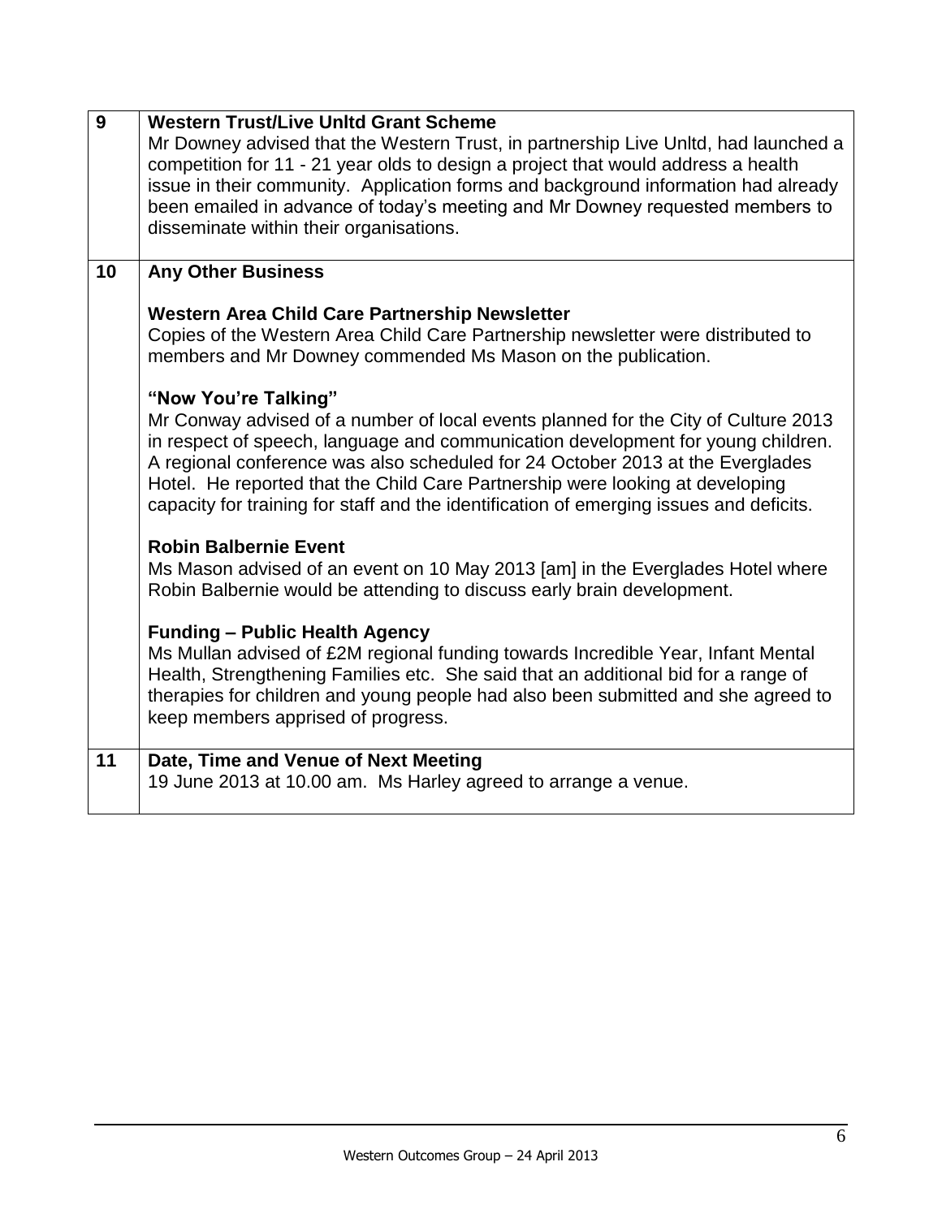| | |
|---|---|
| **9** | **Western Trust/Live Unltd Grant Scheme**<br>Mr Downey advised that the Western Trust, in partnership Live Unltd, had launched a competition for 11 - 21 year olds to design a project that would address a health issue in their community. Application forms and background information had already been emailed in advance of today's meeting and Mr Downey requested members to disseminate within their organisations. |
| **10** | **Any Other Business**<br><br>**Western Area Child Care Partnership Newsletter**<br>Copies of the Western Area Child Care Partnership newsletter were distributed to members and Mr Downey commended Ms Mason on the publication.<br><br>**"Now You're Talking"**<br>Mr Conway advised of a number of local events planned for the City of Culture 2013 in respect of speech, language and communication development for young children. A regional conference was also scheduled for 24 October 2013 at the Everglades Hotel. He reported that the Child Care Partnership were looking at developing capacity for training for staff and the identification of emerging issues and deficits.<br><br>**Robin Balbernie Event**<br>Ms Mason advised of an event on 10 May 2013 [am] in the Everglades Hotel where Robin Balbernie would be attending to discuss early brain development.<br><br>**Funding – Public Health Agency**<br>Ms Mullan advised of £2M regional funding towards Incredible Year, Infant Mental Health, Strengthening Families etc. She said that an additional bid for a range of therapies for children and young people had also been submitted and she agreed to keep members apprised of progress. |
| **11** | **Date, Time and Venue of Next Meeting**<br>19 June 2013 at 10.00 am. Ms Harley agreed to arrange a venue. |